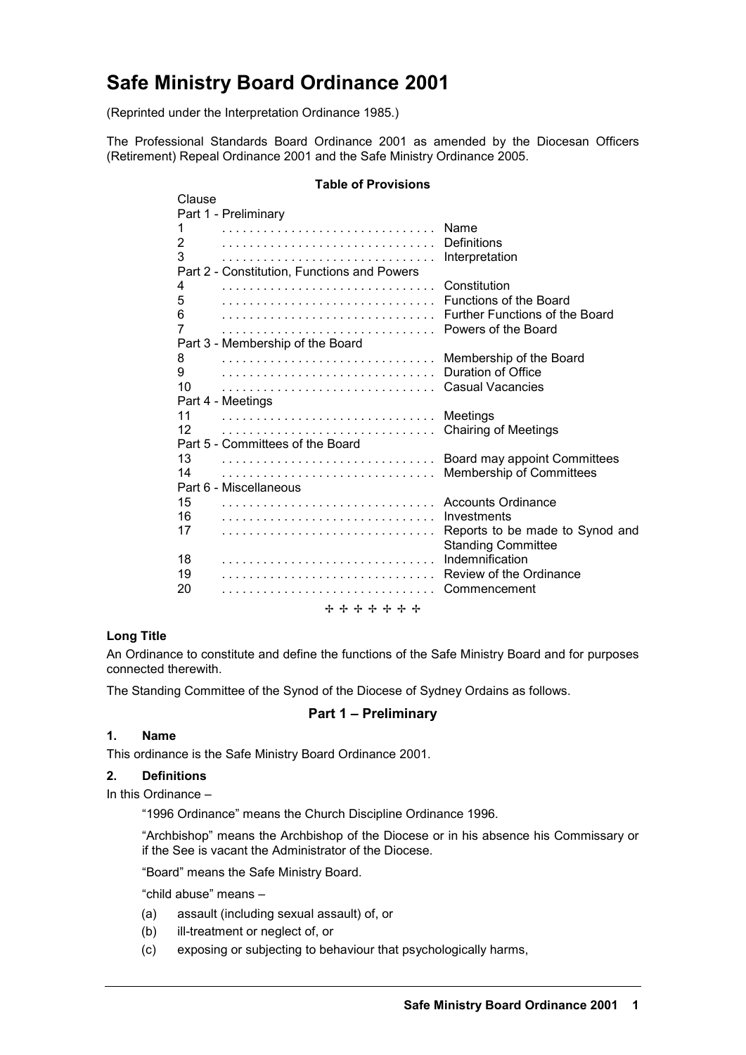# Safe Ministry Board Ordinance 2001

(Reprinted under the Interpretation Ordinance 1985.)

The Professional Standards Board Ordinance 2001 as amended by the Diocesan Officers (Retirement) Repeal Ordinance 2001 and the Safe Ministry Ordinance 2005.

**Table of Provisions**

| Clause | |
|---|---|
| **Part 1 - Preliminary** | |
| 1 | Name |
| 2 | Definitions |
| 3 | Interpretation |
| **Part 2 - Constitution, Functions and Powers** | |
| 4 | Constitution |
| 5 | Functions of the Board |
| 6 | Further Functions of the Board |
| 7 | Powers of the Board |
| **Part 3 - Membership of the Board** | |
| 8 | Membership of the Board |
| 9 | Duration of Office |
| 10 | Casual Vacancies |
| **Part 4 - Meetings** | |
| 11 | Meetings |
| 12 | Chairing of Meetings |
| **Part 5 - Committees of the Board** | |
| 13 | Board may appoint Committees |
| 14 | Membership of Committees |
| **Part 6 - Miscellaneous** | |
| 15 | Accounts Ordinance |
| 16 | Investments |
| 17 | Reports to be made to Synod and Standing Committee |
| 18 | Indemnification |
| 19 | Review of the Ordinance |
| 20 | Commencement |

✢ ✢ ✢ ✢ ✢ ✢ ✢

**Long Title**

An Ordinance to constitute and define the functions of the Safe Ministry Board and for purposes connected therewith.

The Standing Committee of the Synod of the Diocese of Sydney Ordains as follows.

## Part 1 – Preliminary

### 1. Name

This ordinance is the Safe Ministry Board Ordinance 2001.

### 2. Definitions

In this Ordinance –

"1996 Ordinance" means the Church Discipline Ordinance 1996.

"Archbishop" means the Archbishop of the Diocese or in his absence his Commissary or if the See is vacant the Administrator of the Diocese.

"Board" means the Safe Ministry Board.

"child abuse" means –

(a) assault (including sexual assault) of, or

(b) ill-treatment or neglect of, or

(c) exposing or subjecting to behaviour that psychologically harms,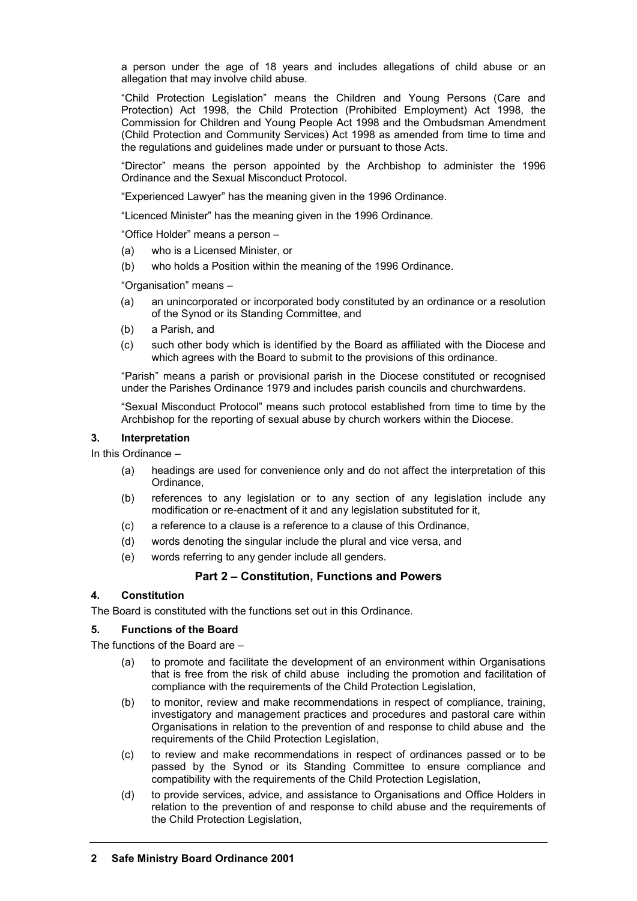a person under the age of 18 years and includes allegations of child abuse or an allegation that may involve child abuse.

"Child Protection Legislation" means the Children and Young Persons (Care and Protection) Act 1998, the Child Protection (Prohibited Employment) Act 1998, the Commission for Children and Young People Act 1998 and the Ombudsman Amendment (Child Protection and Community Services) Act 1998 as amended from time to time and the regulations and guidelines made under or pursuant to those Acts.

"Director" means the person appointed by the Archbishop to administer the 1996 Ordinance and the Sexual Misconduct Protocol.

"Experienced Lawyer" has the meaning given in the 1996 Ordinance.

"Licenced Minister" has the meaning given in the 1996 Ordinance.

"Office Holder" means a person –

- (a) who is a Licensed Minister, or
- (b) who holds a Position within the meaning of the 1996 Ordinance.

"Organisation" means –

- (a) an unincorporated or incorporated body constituted by an ordinance or a resolution of the Synod or its Standing Committee, and
- (b) a Parish, and
- (c) such other body which is identified by the Board as affiliated with the Diocese and which agrees with the Board to submit to the provisions of this ordinance.

"Parish" means a parish or provisional parish in the Diocese constituted or recognised under the Parishes Ordinance 1979 and includes parish councils and churchwardens.

"Sexual Misconduct Protocol" means such protocol established from time to time by the Archbishop for the reporting of sexual abuse by church workers within the Diocese.

### 3. Interpretation

In this Ordinance –

- (a) headings are used for convenience only and do not affect the interpretation of this Ordinance,
- (b) references to any legislation or to any section of any legislation include any modification or re-enactment of it and any legislation substituted for it,
- (c) a reference to a clause is a reference to a clause of this Ordinance,
- (d) words denoting the singular include the plural and vice versa, and
- (e) words referring to any gender include all genders.

## Part 2 – Constitution, Functions and Powers

### 4. Constitution

The Board is constituted with the functions set out in this Ordinance.

### 5. Functions of the Board

The functions of the Board are –

- (a) to promote and facilitate the development of an environment within Organisations that is free from the risk of child abuse including the promotion and facilitation of compliance with the requirements of the Child Protection Legislation,
- (b) to monitor, review and make recommendations in respect of compliance, training, investigatory and management practices and procedures and pastoral care within Organisations in relation to the prevention of and response to child abuse and the requirements of the Child Protection Legislation,
- (c) to review and make recommendations in respect of ordinances passed or to be passed by the Synod or its Standing Committee to ensure compliance and compatibility with the requirements of the Child Protection Legislation,
- (d) to provide services, advice, and assistance to Organisations and Office Holders in relation to the prevention of and response to child abuse and the requirements of the Child Protection Legislation,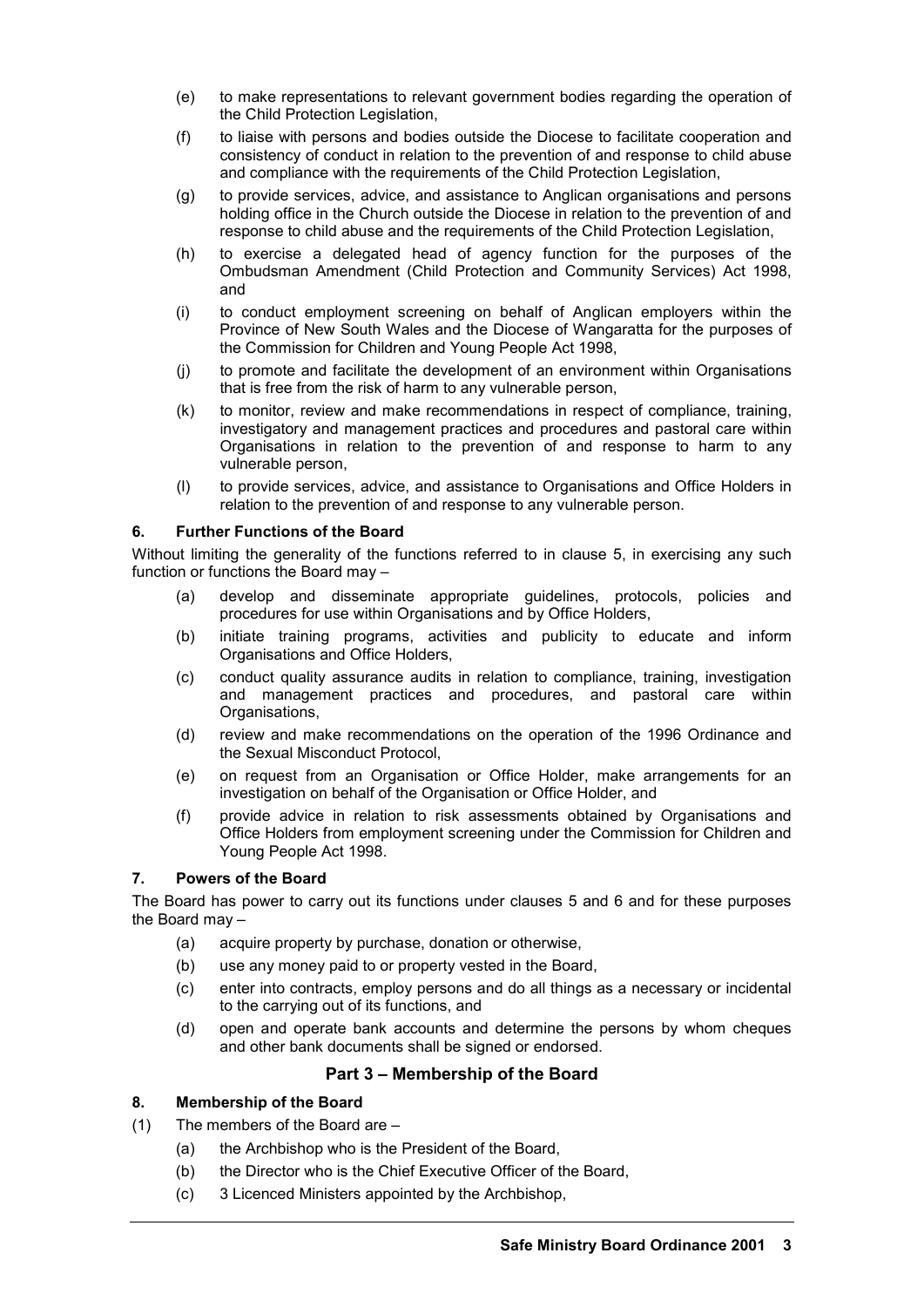(e) to make representations to relevant government bodies regarding the operation of the Child Protection Legislation,

(f) to liaise with persons and bodies outside the Diocese to facilitate cooperation and consistency of conduct in relation to the prevention of and response to child abuse and compliance with the requirements of the Child Protection Legislation,

(g) to provide services, advice, and assistance to Anglican organisations and persons holding office in the Church outside the Diocese in relation to the prevention of and response to child abuse and the requirements of the Child Protection Legislation,

(h) to exercise a delegated head of agency function for the purposes of the Ombudsman Amendment (Child Protection and Community Services) Act 1998, and

(i) to conduct employment screening on behalf of Anglican employers within the Province of New South Wales and the Diocese of Wangaratta for the purposes of the Commission for Children and Young People Act 1998,

(j) to promote and facilitate the development of an environment within Organisations that is free from the risk of harm to any vulnerable person,

(k) to monitor, review and make recommendations in respect of compliance, training, investigatory and management practices and procedures and pastoral care within Organisations in relation to the prevention of and response to harm to any vulnerable person,

(l) to provide services, advice, and assistance to Organisations and Office Holders in relation to the prevention of and response to any vulnerable person.

### 6. Further Functions of the Board

Without limiting the generality of the functions referred to in clause 5, in exercising any such function or functions the Board may –

(a) develop and disseminate appropriate guidelines, protocols, policies and procedures for use within Organisations and by Office Holders,

(b) initiate training programs, activities and publicity to educate and inform Organisations and Office Holders,

(c) conduct quality assurance audits in relation to compliance, training, investigation and management practices and procedures, and pastoral care within Organisations,

(d) review and make recommendations on the operation of the 1996 Ordinance and the Sexual Misconduct Protocol,

(e) on request from an Organisation or Office Holder, make arrangements for an investigation on behalf of the Organisation or Office Holder, and

(f) provide advice in relation to risk assessments obtained by Organisations and Office Holders from employment screening under the Commission for Children and Young People Act 1998.

### 7. Powers of the Board

The Board has power to carry out its functions under clauses 5 and 6 and for these purposes the Board may –

(a) acquire property by purchase, donation or otherwise,

(b) use any money paid to or property vested in the Board,

(c) enter into contracts, employ persons and do all things as a necessary or incidental to the carrying out of its functions, and

(d) open and operate bank accounts and determine the persons by whom cheques and other bank documents shall be signed or endorsed.

## Part 3 – Membership of the Board

### 8. Membership of the Board

(1) The members of the Board are –

(a) the Archbishop who is the President of the Board,

(b) the Director who is the Chief Executive Officer of the Board,

(c) 3 Licenced Ministers appointed by the Archbishop,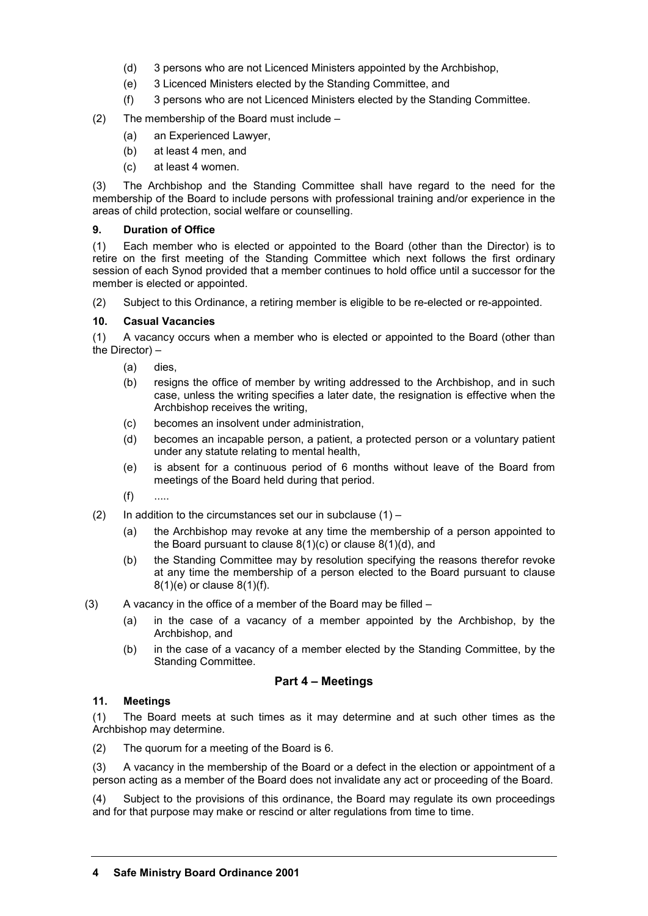(d) 3 persons who are not Licenced Ministers appointed by the Archbishop,

(e) 3 Licenced Ministers elected by the Standing Committee, and

(f) 3 persons who are not Licenced Ministers elected by the Standing Committee.

(2) The membership of the Board must include –

(a) an Experienced Lawyer,

(b) at least 4 men, and

(c) at least 4 women.

(3) The Archbishop and the Standing Committee shall have regard to the need for the membership of the Board to include persons with professional training and/or experience in the areas of child protection, social welfare or counselling.

**9. Duration of Office**

(1) Each member who is elected or appointed to the Board (other than the Director) is to retire on the first meeting of the Standing Committee which next follows the first ordinary session of each Synod provided that a member continues to hold office until a successor for the member is elected or appointed.

(2) Subject to this Ordinance, a retiring member is eligible to be re-elected or re-appointed.

**10. Casual Vacancies**

(1) A vacancy occurs when a member who is elected or appointed to the Board (other than the Director) –

(a) dies,

(b) resigns the office of member by writing addressed to the Archbishop, and in such case, unless the writing specifies a later date, the resignation is effective when the Archbishop receives the writing,

(c) becomes an insolvent under administration,

(d) becomes an incapable person, a patient, a protected person or a voluntary patient under any statute relating to mental health,

(e) is absent for a continuous period of 6 months without leave of the Board from meetings of the Board held during that period.

(f) .....

(2) In addition to the circumstances set our in subclause (1) –

(a) the Archbishop may revoke at any time the membership of a person appointed to the Board pursuant to clause 8(1)(c) or clause 8(1)(d), and

(b) the Standing Committee may by resolution specifying the reasons therefor revoke at any time the membership of a person elected to the Board pursuant to clause 8(1)(e) or clause 8(1)(f).

(3) A vacancy in the office of a member of the Board may be filled –

(a) in the case of a vacancy of a member appointed by the Archbishop, by the Archbishop, and

(b) in the case of a vacancy of a member elected by the Standing Committee, by the Standing Committee.

## Part 4 – Meetings

**11. Meetings**

(1) The Board meets at such times as it may determine and at such other times as the Archbishop may determine.

(2) The quorum for a meeting of the Board is 6.

(3) A vacancy in the membership of the Board or a defect in the election or appointment of a person acting as a member of the Board does not invalidate any act or proceeding of the Board.

(4) Subject to the provisions of this ordinance, the Board may regulate its own proceedings and for that purpose may make or rescind or alter regulations from time to time.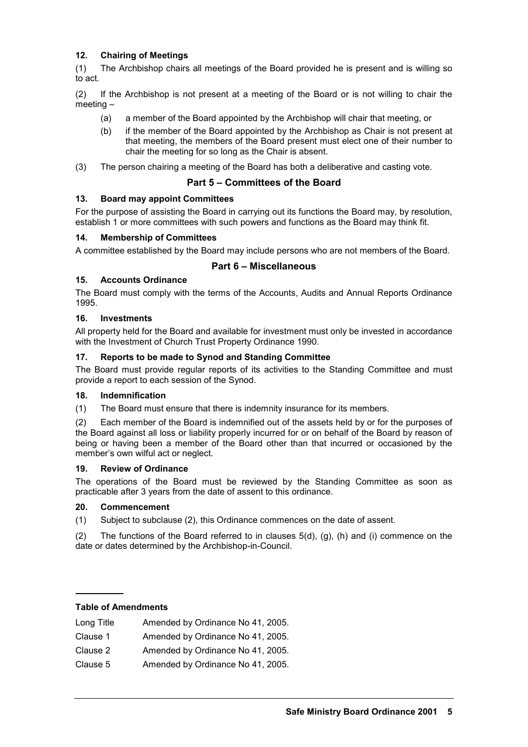#### 12. Chairing of Meetings

(1) The Archbishop chairs all meetings of the Board provided he is present and is willing so to act.

(2) If the Archbishop is not present at a meeting of the Board or is not willing to chair the meeting –

- (a) a member of the Board appointed by the Archbishop will chair that meeting, or
- (b) if the member of the Board appointed by the Archbishop as Chair is not present at that meeting, the members of the Board present must elect one of their number to chair the meeting for so long as the Chair is absent.

(3) The person chairing a meeting of the Board has both a deliberative and casting vote.

## Part 5 – Committees of the Board

#### 13. Board may appoint Committees

For the purpose of assisting the Board in carrying out its functions the Board may, by resolution, establish 1 or more committees with such powers and functions as the Board may think fit.

#### 14. Membership of Committees

A committee established by the Board may include persons who are not members of the Board.

## Part 6 – Miscellaneous

#### 15. Accounts Ordinance

The Board must comply with the terms of the Accounts, Audits and Annual Reports Ordinance 1995.

#### 16. Investments

All property held for the Board and available for investment must only be invested in accordance with the Investment of Church Trust Property Ordinance 1990.

#### 17. Reports to be made to Synod and Standing Committee

The Board must provide regular reports of its activities to the Standing Committee and must provide a report to each session of the Synod.

#### 18. Indemnification

(1) The Board must ensure that there is indemnity insurance for its members.

(2) Each member of the Board is indemnified out of the assets held by or for the purposes of the Board against all loss or liability properly incurred for or on behalf of the Board by reason of being or having been a member of the Board other than that incurred or occasioned by the member's own wilful act or neglect.

#### 19. Review of Ordinance

The operations of the Board must be reviewed by the Standing Committee as soon as practicable after 3 years from the date of assent to this ordinance.

#### 20. Commencement

(1) Subject to subclause (2), this Ordinance commences on the date of assent.

(2) The functions of the Board referred to in clauses 5(d), (g), (h) and (i) commence on the date or dates determined by the Archbishop-in-Council.

---

**Table of Amendments**

| | |
|---|---|
| Long Title | Amended by Ordinance No 41, 2005. |
| Clause 1 | Amended by Ordinance No 41, 2005. |
| Clause 2 | Amended by Ordinance No 41, 2005. |
| Clause 5 | Amended by Ordinance No 41, 2005. |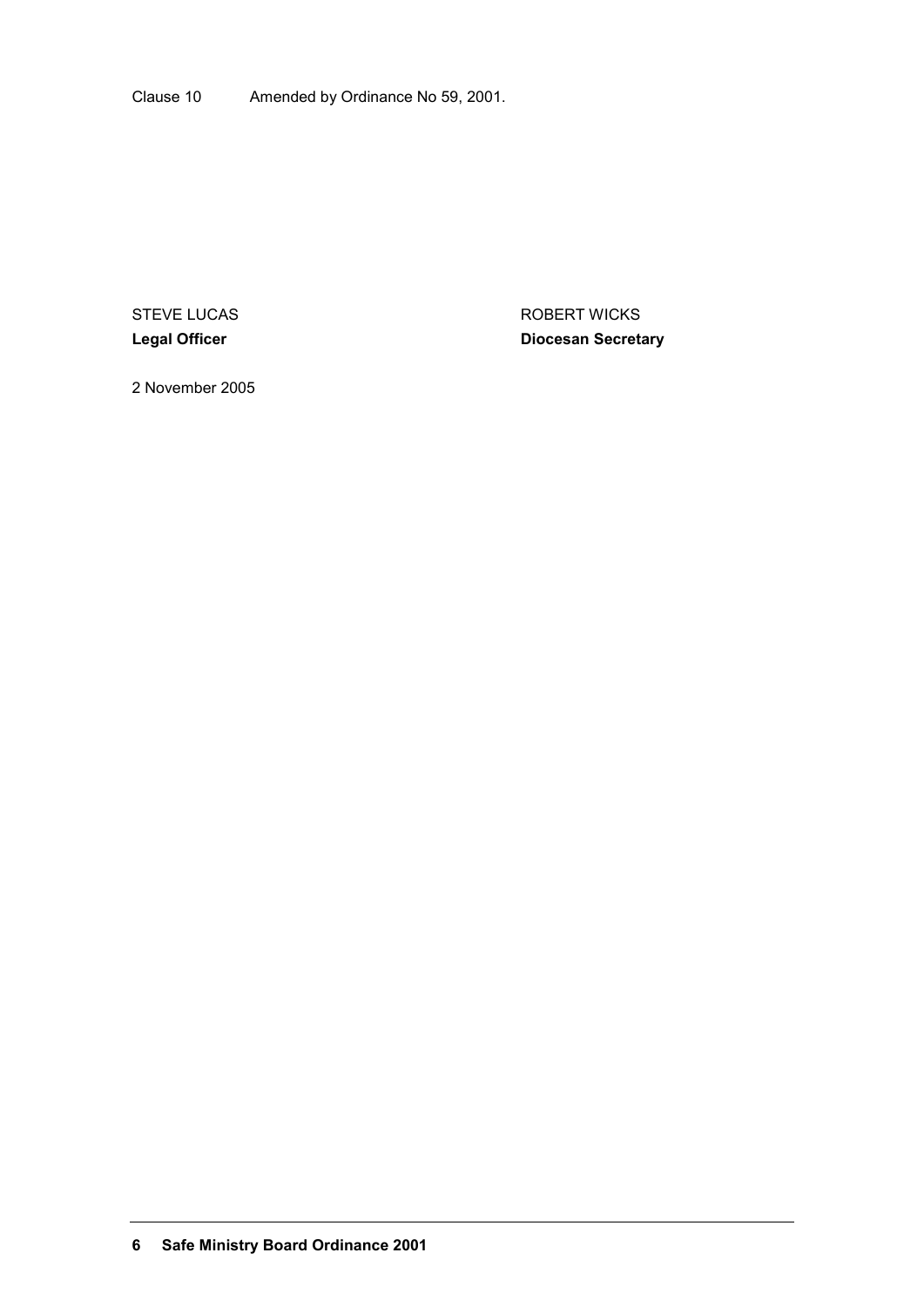Clause 10 Amended by Ordinance No 59, 2001.

STEVE LUCAS
**Legal Officer**

ROBERT WICKS
**Diocesan Secretary**

2 November 2005